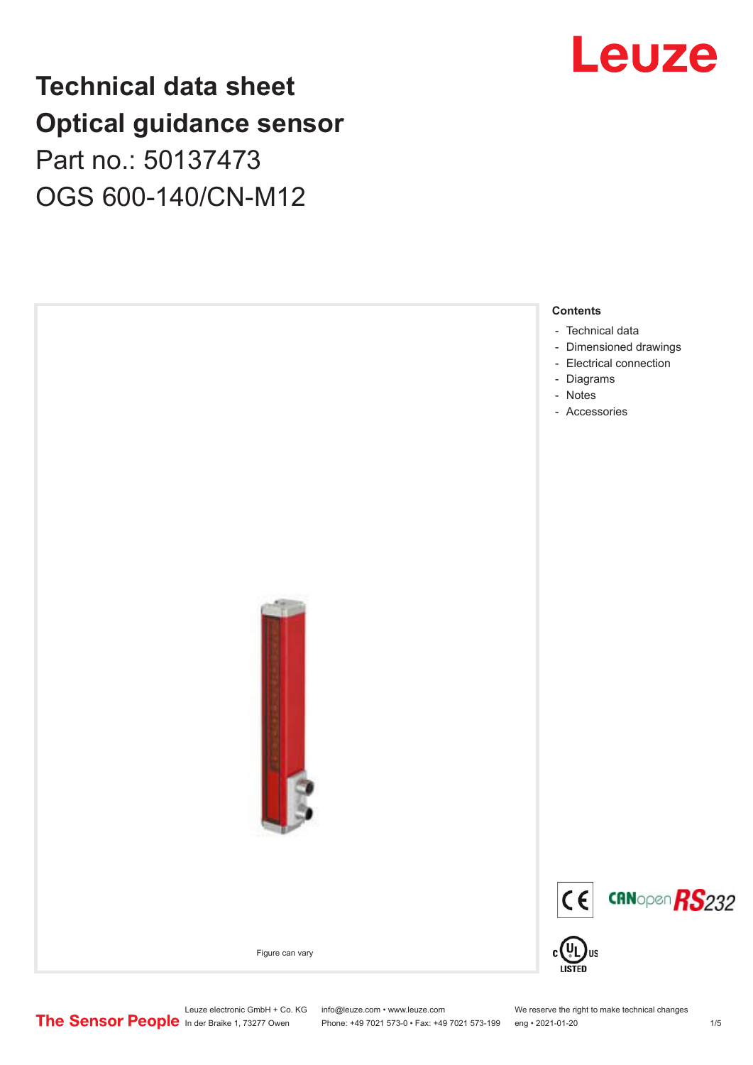# Technical data sheet
# Optical guidance sensor

Part no.: 50137473

OGS 600-140/CN-M12

Figure can vary

**Contents**

- Technical data
- Dimensioned drawings
- Electrical connection
- Diagrams
- Notes
- Accessories

Leuze electronic GmbH + Co. KG
In der Braike 1, 73277 Owen

info@leuze.com • www.leuze.com
Phone: +49 7021 573-0 • Fax: +49 7021 573-199

We reserve the right to make technical changes
eng • 2021-01-20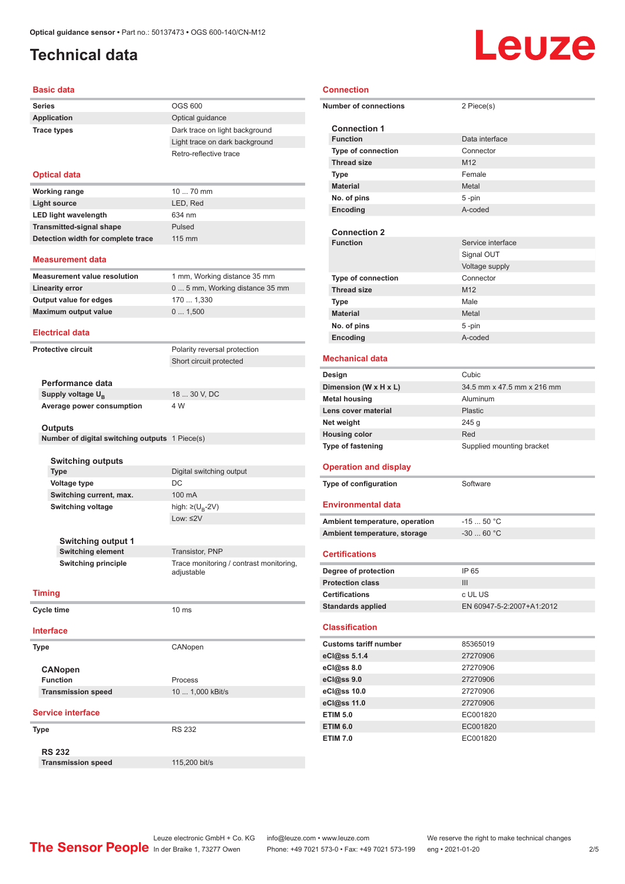# Technical data

## Basic data

| | |
|---|---|
| **Series** | OGS 600 |
| **Application** | Optical guidance |
| **Trace types** | Dark trace on light background |
| | Light trace on dark background |
| | Retro-reflective trace |

## Optical data

| | |
|---|---|
| **Working range** | 10 ... 70 mm |
| **Light source** | LED, Red |
| **LED light wavelength** | 634 nm |
| **Transmitted-signal shape** | Pulsed |
| **Detection width for complete trace** | 115 mm |

## Measurement data

| | |
|---|---|
| **Measurement value resolution** | 1 mm, Working distance 35 mm |
| **Linearity error** | 0 ... 5 mm, Working distance 35 mm |
| **Output value for edges** | 170 ... 1,330 |
| **Maximum output value** | 0 ... 1,500 |

## Electrical data

| | |
|---|---|
| **Protective circuit** | Polarity reversal protection |
| | Short circuit protected |

### Performance data

| | |
|---|---|
| **Supply voltage $U_B$** | 18 ... 30 V, DC |
| **Average power consumption** | 4 W |

### Outputs

| | |
|---|---|
| **Number of digital switching outputs** | 1 Piece(s) |

#### Switching outputs

| | |
|---|---|
| **Type** | Digital switching output |
| **Voltage type** | DC |
| **Switching current, max.** | 100 mA |
| **Switching voltage** | high: ≥($U_B$-2V) |
| | Low: ≤2V |

##### Switching output 1

| | |
|---|---|
| **Switching element** | Transistor, PNP |
| **Switching principle** | Trace monitoring / contrast monitoring, adjustable |

## Timing

| | |
|---|---|
| **Cycle time** | 10 ms |

## Interface

| | |
|---|---|
| **Type** | CANopen |

### CANopen

| | |
|---|---|
| **Function** | Process |
| **Transmission speed** | 10 ... 1,000 kBit/s |

## Service interface

| | |
|---|---|
| **Type** | RS 232 |

### RS 232

| | |
|---|---|
| **Transmission speed** | 115,200 bit/s |

## Connection

| | |
|---|---|
| **Number of connections** | 2 Piece(s) |

### Connection 1

| | |
|---|---|
| **Function** | Data interface |
| **Type of connection** | Connector |
| **Thread size** | M12 |
| **Type** | Female |
| **Material** | Metal |
| **No. of pins** | 5 -pin |
| **Encoding** | A-coded |

### Connection 2

| | |
|---|---|
| **Function** | Service interface |
| | Signal OUT |
| | Voltage supply |
| **Type of connection** | Connector |
| **Thread size** | M12 |
| **Type** | Male |
| **Material** | Metal |
| **No. of pins** | 5 -pin |
| **Encoding** | A-coded |

## Mechanical data

| | |
|---|---|
| **Design** | Cubic |
| **Dimension (W x H x L)** | 34.5 mm x 47.5 mm x 216 mm |
| **Metal housing** | Aluminum |
| **Lens cover material** | Plastic |
| **Net weight** | 245 g |
| **Housing color** | Red |
| **Type of fastening** | Supplied mounting bracket |

## Operation and display

| | |
|---|---|
| **Type of configuration** | Software |

## Environmental data

| | |
|---|---|
| **Ambient temperature, operation** | -15 ... 50 °C |
| **Ambient temperature, storage** | -30 ... 60 °C |

## Certifications

| | |
|---|---|
| **Degree of protection** | IP 65 |
| **Protection class** | III |
| **Certifications** | c UL US |
| **Standards applied** | EN 60947-5-2:2007+A1:2012 |

## Classification

| | |
|---|---|
| **Customs tariff number** | 85365019 |
| **eCl@ss 5.1.4** | 27270906 |
| **eCl@ss 8.0** | 27270906 |
| **eCl@ss 9.0** | 27270906 |
| **eCl@ss 10.0** | 27270906 |
| **eCl@ss 11.0** | 27270906 |
| **ETIM 5.0** | EC001820 |
| **ETIM 6.0** | EC001820 |
| **ETIM 7.0** | EC001820 |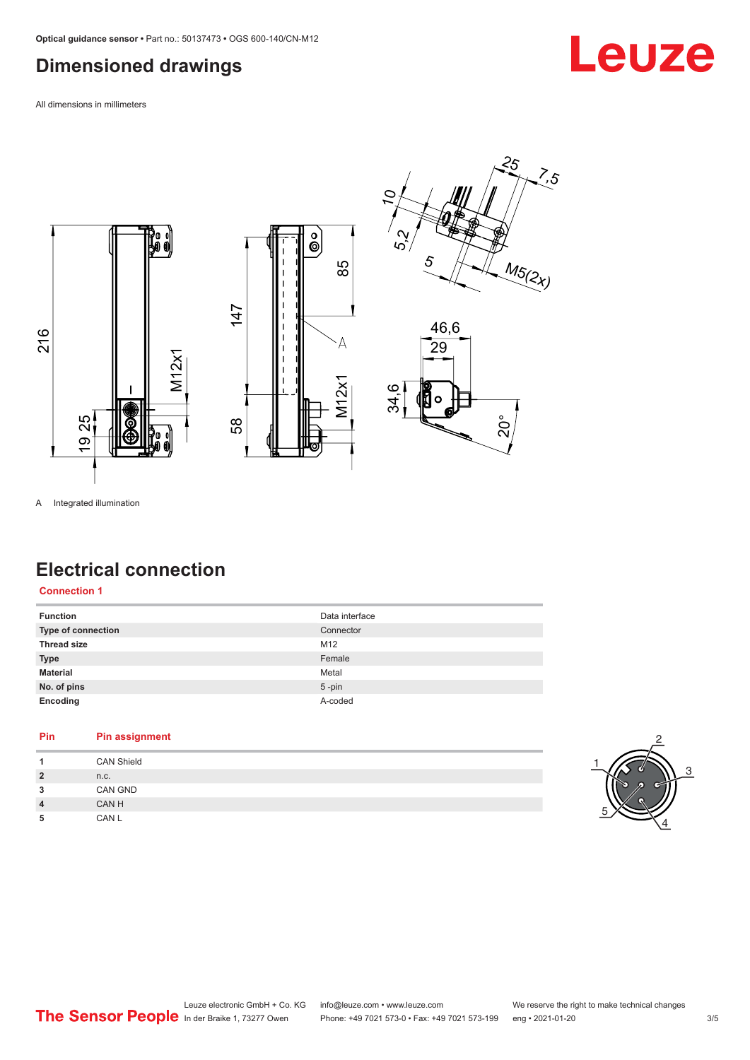# Dimensioned drawings

All dimensions in millimeters

A Integrated illumination

# Electrical connection

## Connection 1

| Function | Data interface |
|---|---|
| Type of connection | Connector |
| Thread size | M12 |
| Type | Female |
| Material | Metal |
| No. of pins | 5 -pin |
| Encoding | A-coded |

| Pin | Pin assignment |
|---|---|
| 1 | CAN Shield |
| 2 | n.c. |
| 3 | CAN GND |
| 4 | CAN H |
| 5 | CAN L |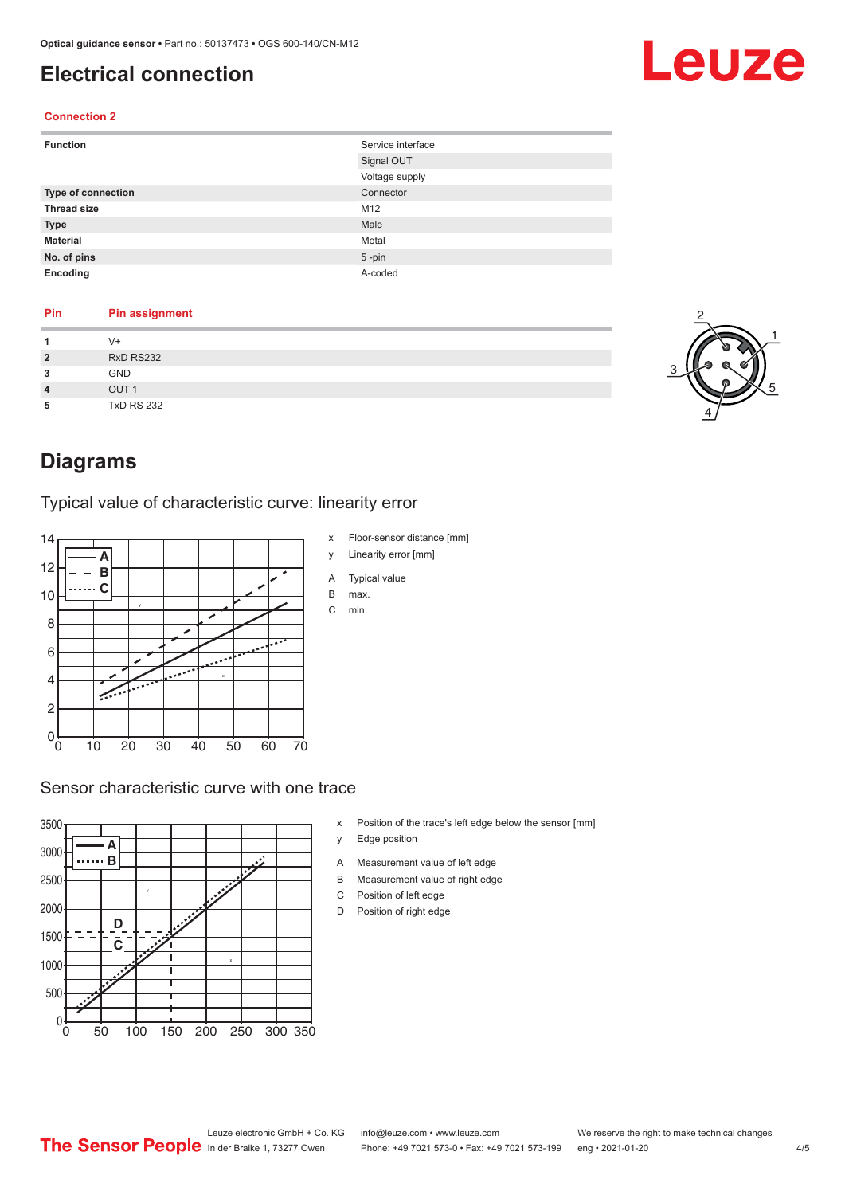# Electrical connection

### Connection 2

| Function | Service interface |
|---|---|
| | Signal OUT |
| | Voltage supply |
| **Type of connection** | Connector |
| **Thread size** | M12 |
| **Type** | Male |
| **Material** | Metal |
| **No. of pins** | 5 -pin |
| **Encoding** | A-coded |

| Pin | Pin assignment |
|---|---|
| 1 | V+ |
| 2 | RxD RS232 |
| 3 | GND |
| 4 | OUT 1 |
| 5 | TxD RS 232 |

# Diagrams

## Typical value of characteristic curve: linearity error

x Floor-sensor distance [mm]

y Linearity error [mm]

A Typical value

B max.

C min.

## Sensor characteristic curve with one trace

x Position of the trace's left edge below the sensor [mm]

y Edge position

A Measurement value of left edge

B Measurement value of right edge

C Position of left edge

D Position of right edge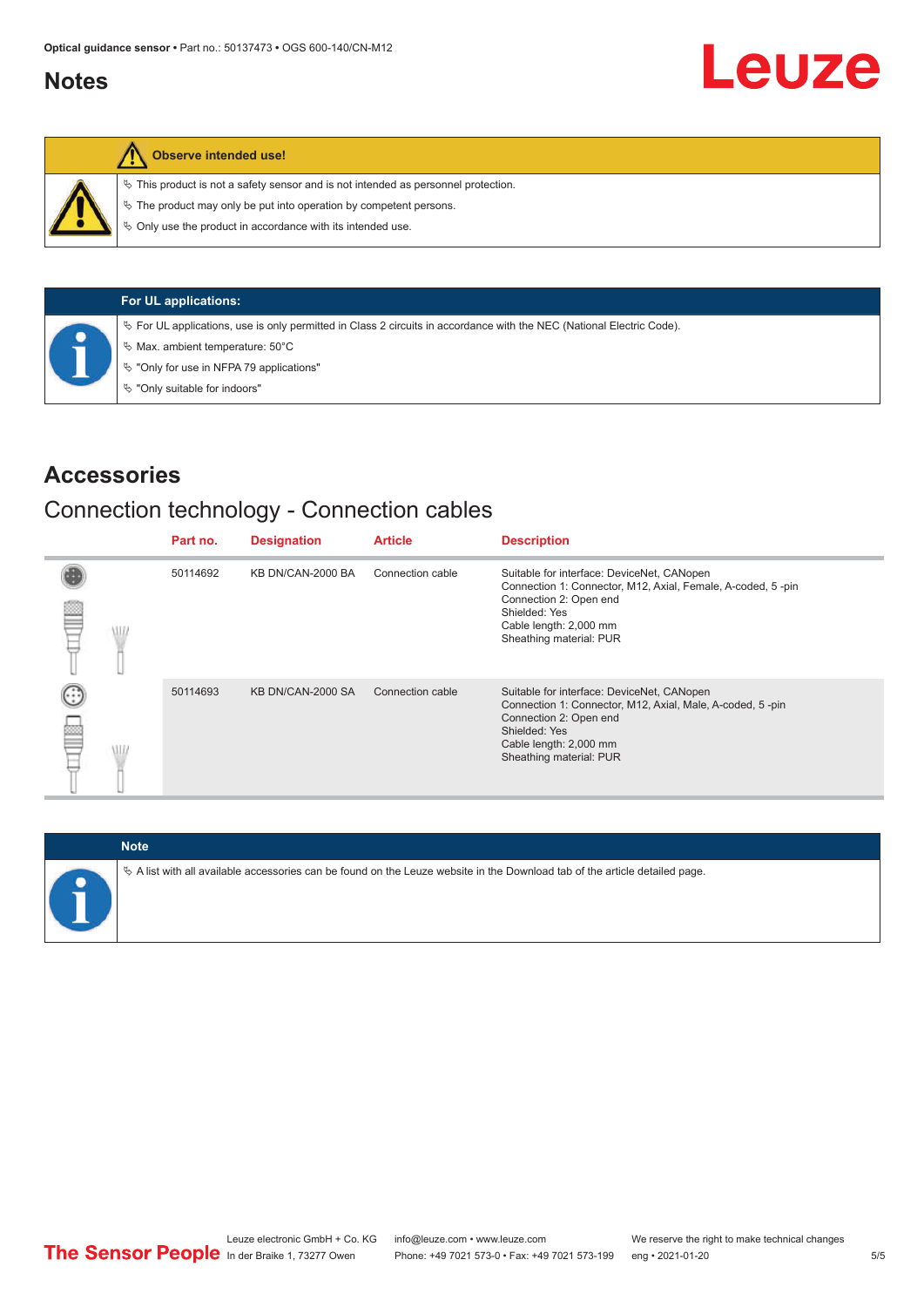## Notes

**Observe intended use!**

- ✎ This product is not a safety sensor and is not intended as personnel protection.
- ✎ The product may only be put into operation by competent persons.
- ✎ Only use the product in accordance with its intended use.

**For UL applications:**

- ✎ For UL applications, use is only permitted in Class 2 circuits in accordance with the NEC (National Electric Code).
- ✎ Max. ambient temperature: 50°C
- ✎ "Only for use in NFPA 79 applications"
- ✎ "Only suitable for indoors"

## Accessories

### Connection technology - Connection cables

| Part no. | Designation | Article | Description |
|---|---|---|---|
| 50114692 | KB DN/CAN-2000 BA | Connection cable | Suitable for interface: DeviceNet, CANopen<br>Connection 1: Connector, M12, Axial, Female, A-coded, 5 -pin<br>Connection 2: Open end<br>Shielded: Yes<br>Cable length: 2,000 mm<br>Sheathing material: PUR |
| 50114693 | KB DN/CAN-2000 SA | Connection cable | Suitable for interface: DeviceNet, CANopen<br>Connection 1: Connector, M12, Axial, Male, A-coded, 5 -pin<br>Connection 2: Open end<br>Shielded: Yes<br>Cable length: 2,000 mm<br>Sheathing material: PUR |

**Note**

- ✎ A list with all available accessories can be found on the Leuze website in the Download tab of the article detailed page.